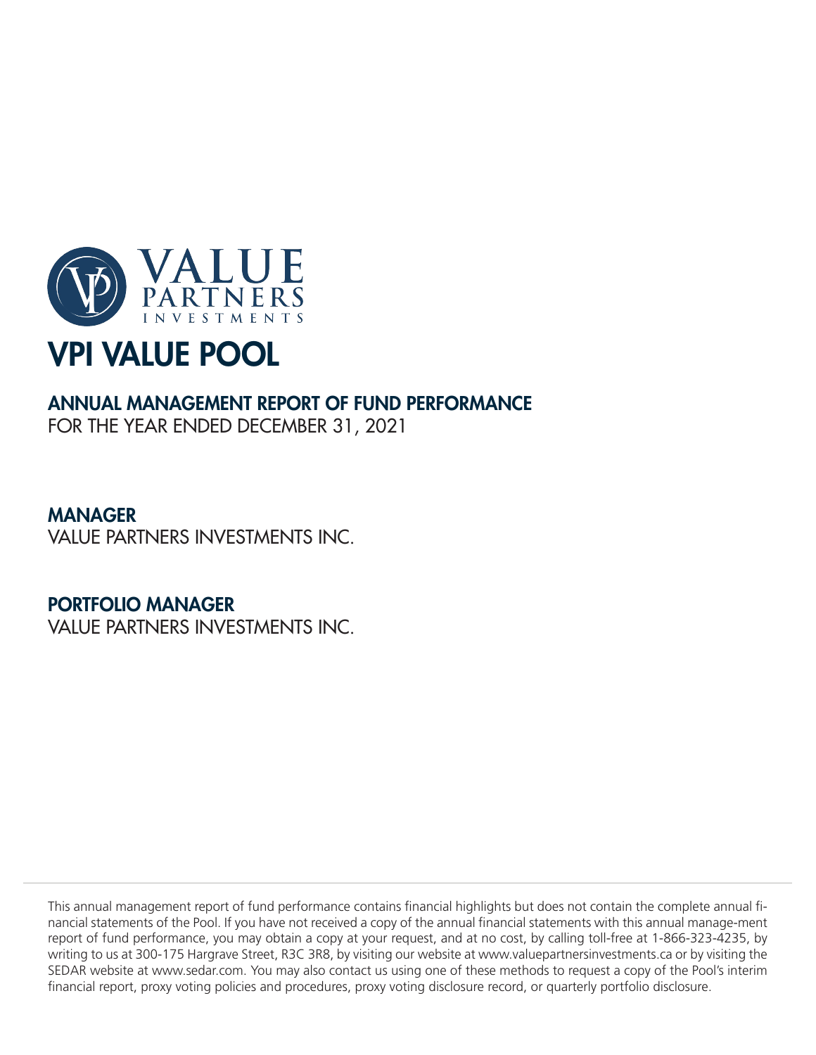VALUE PARTNERS INVESTMENTS

# VPI VALUE POOL

## ANNUAL MANAGEMENT REPORT OF FUND PERFORMANCE

FOR THE YEAR ENDED DECEMBER 31, 2021

## MANAGER

VALUE PARTNERS INVESTMENTS INC.

## PORTFOLIO MANAGER

VALUE PARTNERS INVESTMENTS INC.

This annual management report of fund performance contains financial highlights but does not contain the complete annual financial statements of the Pool. If you have not received a copy of the annual financial statements with this annual manage-ment report of fund performance, you may obtain a copy at your request, and at no cost, by calling toll-free at 1-866-323-4235, by writing to us at 300-175 Hargrave Street, R3C 3R8, by visiting our website at www.valuepartnersinvestments.ca or by visiting the SEDAR website at www.sedar.com. You may also contact us using one of these methods to request a copy of the Pool's interim financial report, proxy voting policies and procedures, proxy voting disclosure record, or quarterly portfolio disclosure.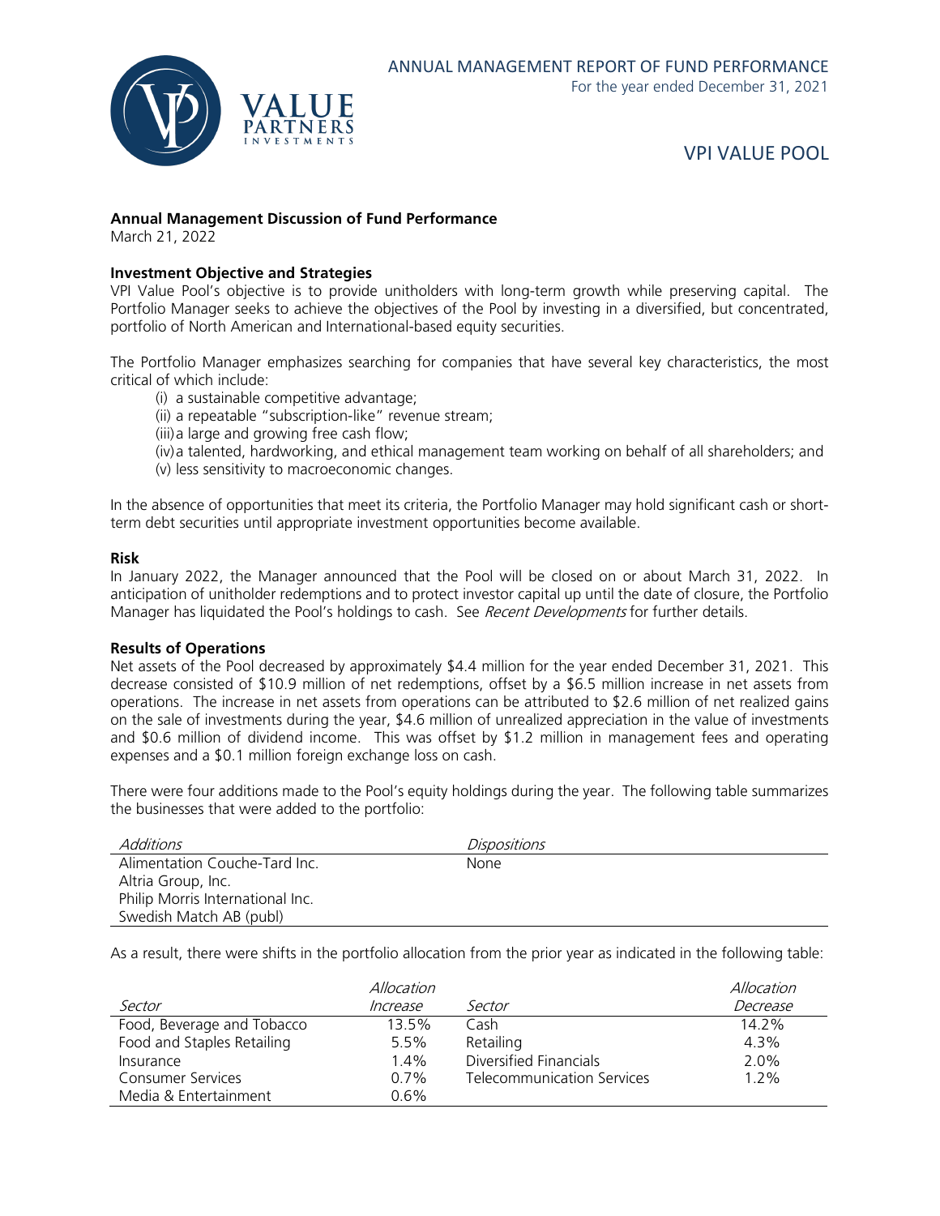# ANNUAL MANAGEMENT REPORT OF FUND PERFORMANCE

For the year ended December 31, 2021

# VPI VALUE POOL

## Annual Management Discussion of Fund Performance

March 21, 2022

### Investment Objective and Strategies

VPI Value Pool's objective is to provide unitholders with long-term growth while preserving capital. The Portfolio Manager seeks to achieve the objectives of the Pool by investing in a diversified, but concentrated, portfolio of North American and International-based equity securities.

The Portfolio Manager emphasizes searching for companies that have several key characteristics, the most critical of which include:

- (i) a sustainable competitive advantage;
- (ii) a repeatable "subscription-like" revenue stream;
- (iii) a large and growing free cash flow;
- (iv) a talented, hardworking, and ethical management team working on behalf of all shareholders; and
- (v) less sensitivity to macroeconomic changes.

In the absence of opportunities that meet its criteria, the Portfolio Manager may hold significant cash or short-term debt securities until appropriate investment opportunities become available.

### Risk

In January 2022, the Manager announced that the Pool will be closed on or about March 31, 2022. In anticipation of unitholder redemptions and to protect investor capital up until the date of closure, the Portfolio Manager has liquidated the Pool's holdings to cash. See *Recent Developments* for further details.

### Results of Operations

Net assets of the Pool decreased by approximately $4.4 million for the year ended December 31, 2021. This decrease consisted of $10.9 million of net redemptions, offset by a $6.5 million increase in net assets from operations. The increase in net assets from operations can be attributed to $2.6 million of net realized gains on the sale of investments during the year, $4.6 million of unrealized appreciation in the value of investments and $0.6 million of dividend income. This was offset by $1.2 million in management fees and operating expenses and a $0.1 million foreign exchange loss on cash.

There were four additions made to the Pool's equity holdings during the year. The following table summarizes the businesses that were added to the portfolio:

| *Additions* | *Dispositions* |
|---|---|
| Alimentation Couche-Tard Inc. | None |
| Altria Group, Inc. | |
| Philip Morris International Inc. | |
| Swedish Match AB (publ) | |

As a result, there were shifts in the portfolio allocation from the prior year as indicated in the following table:

| *Sector* | *Allocation Increase* | *Sector* | *Allocation Decrease* |
|---|---|---|---|
| Food, Beverage and Tobacco | 13.5% | Cash | 14.2% |
| Food and Staples Retailing | 5.5% | Retailing | 4.3% |
| Insurance | 1.4% | Diversified Financials | 2.0% |
| Consumer Services | 0.7% | Telecommunication Services | 1.2% |
| Media & Entertainment | 0.6% | | |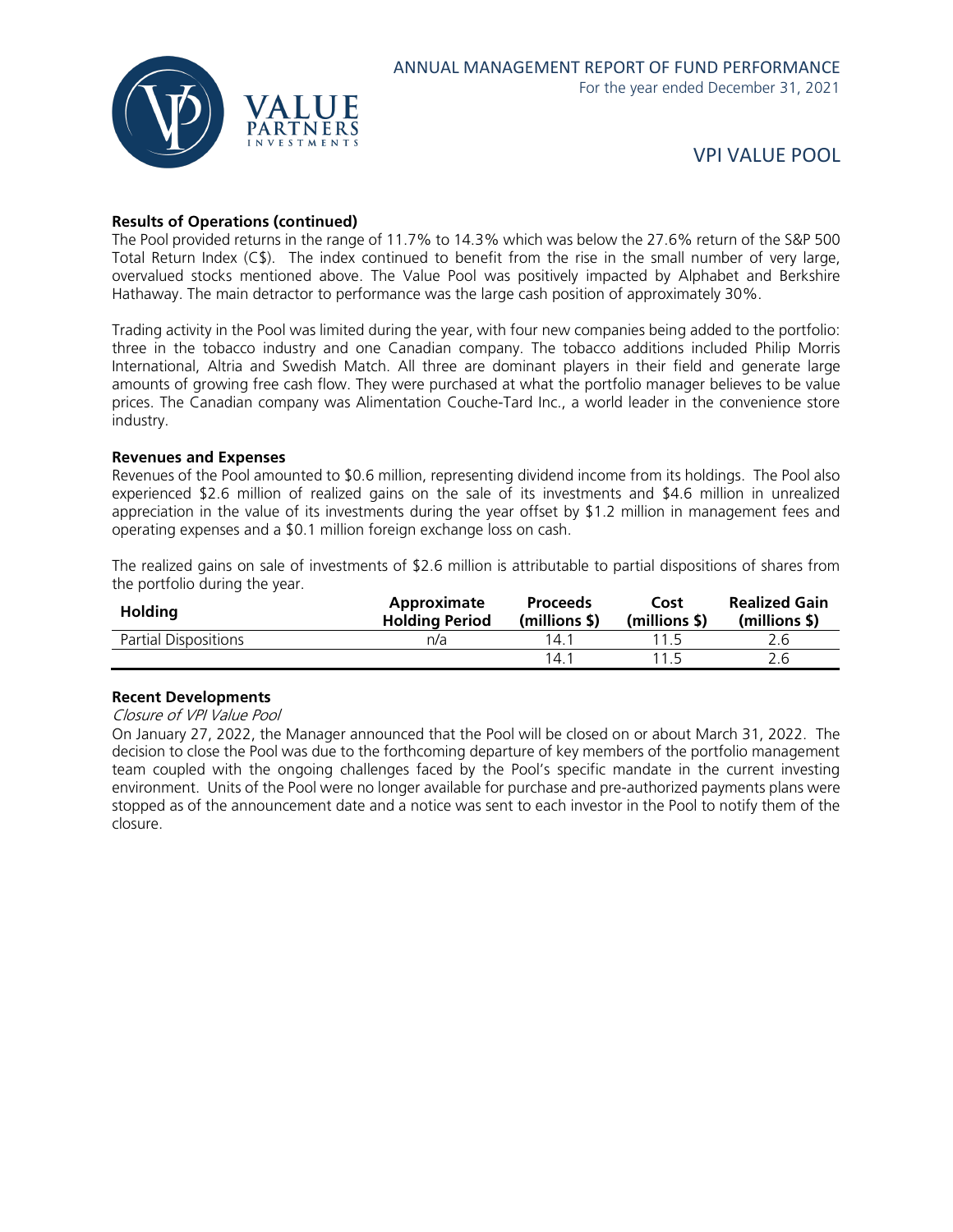### Results of Operations (continued)

The Pool provided returns in the range of 11.7% to 14.3% which was below the 27.6% return of the S&P 500 Total Return Index (C$). The index continued to benefit from the rise in the small number of very large, overvalued stocks mentioned above. The Value Pool was positively impacted by Alphabet and Berkshire Hathaway. The main detractor to performance was the large cash position of approximately 30%.

Trading activity in the Pool was limited during the year, with four new companies being added to the portfolio: three in the tobacco industry and one Canadian company. The tobacco additions included Philip Morris International, Altria and Swedish Match. All three are dominant players in their field and generate large amounts of growing free cash flow. They were purchased at what the portfolio manager believes to be value prices. The Canadian company was Alimentation Couche-Tard Inc., a world leader in the convenience store industry.

### Revenues and Expenses

Revenues of the Pool amounted to $0.6 million, representing dividend income from its holdings. The Pool also experienced $2.6 million of realized gains on the sale of its investments and $4.6 million in unrealized appreciation in the value of its investments during the year offset by $1.2 million in management fees and operating expenses and a $0.1 million foreign exchange loss on cash.

The realized gains on sale of investments of $2.6 million is attributable to partial dispositions of shares from the portfolio during the year.

| Holding | Approximate Holding Period | Proceeds (millions $) | Cost (millions $) | Realized Gain (millions $) |
|---|---|---|---|---|
| Partial Dispositions | n/a | 14.1 | 11.5 | 2.6 |
| | | 14.1 | 11.5 | 2.6 |

### Recent Developments

*Closure of VPI Value Pool*

On January 27, 2022, the Manager announced that the Pool will be closed on or about March 31, 2022. The decision to close the Pool was due to the forthcoming departure of key members of the portfolio management team coupled with the ongoing challenges faced by the Pool's specific mandate in the current investing environment. Units of the Pool were no longer available for purchase and pre-authorized payments plans were stopped as of the announcement date and a notice was sent to each investor in the Pool to notify them of the closure.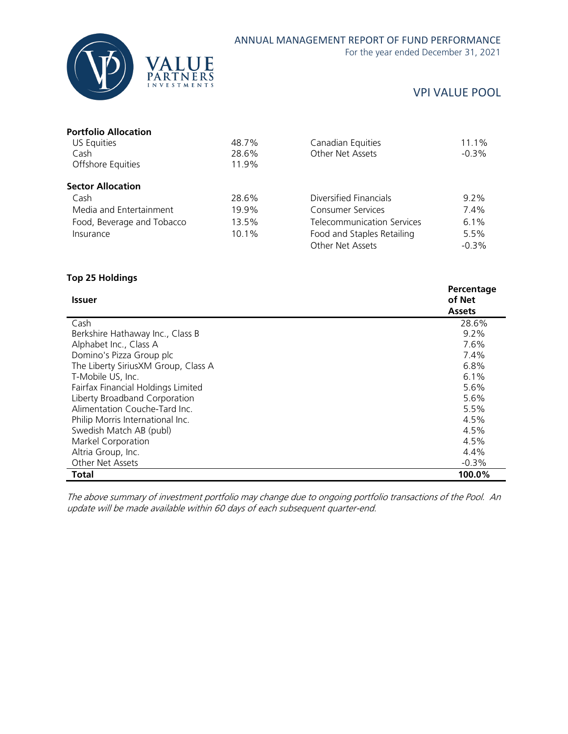## Portfolio Allocation

| | | | |
|---|---|---|---|
| US Equities | 48.7% | Canadian Equities | 11.1% |
| Cash | 28.6% | Other Net Assets | -0.3% |
| Offshore Equities | 11.9% | | |

## Sector Allocation

| | | | |
|---|---|---|---|
| Cash | 28.6% | Diversified Financials | 9.2% |
| Media and Entertainment | 19.9% | Consumer Services | 7.4% |
| Food, Beverage and Tobacco | 13.5% | Telecommunication Services | 6.1% |
| Insurance | 10.1% | Food and Staples Retailing | 5.5% |
| | | Other Net Assets | -0.3% |

## Top 25 Holdings

| Issuer | Percentage of Net Assets |
|---|---|
| Cash | 28.6% |
| Berkshire Hathaway Inc., Class B | 9.2% |
| Alphabet Inc., Class A | 7.6% |
| Domino's Pizza Group plc | 7.4% |
| The Liberty SiriusXM Group, Class A | 6.8% |
| T-Mobile US, Inc. | 6.1% |
| Fairfax Financial Holdings Limited | 5.6% |
| Liberty Broadband Corporation | 5.6% |
| Alimentation Couche-Tard Inc. | 5.5% |
| Philip Morris International Inc. | 4.5% |
| Swedish Match AB (publ) | 4.5% |
| Markel Corporation | 4.5% |
| Altria Group, Inc. | 4.4% |
| Other Net Assets | -0.3% |
| **Total** | **100.0%** |

*The above summary of investment portfolio may change due to ongoing portfolio transactions of the Pool. An update will be made available within 60 days of each subsequent quarter-end.*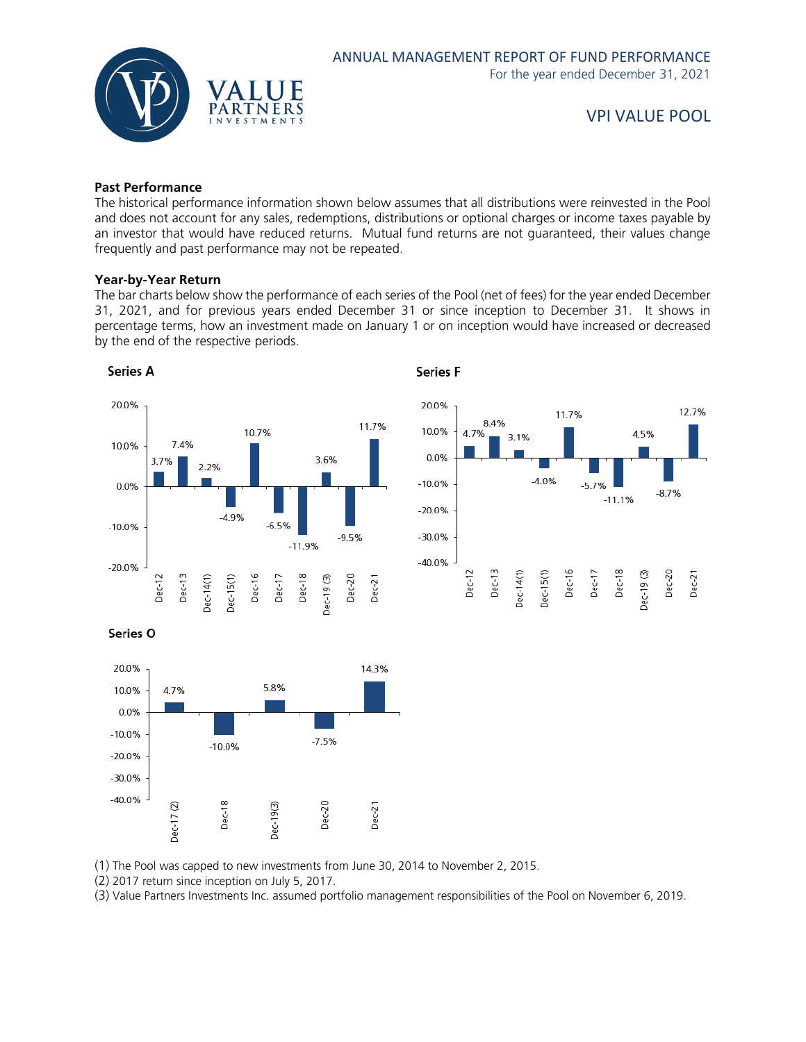## Past Performance

The historical performance information shown below assumes that all distributions were reinvested in the Pool and does not account for any sales, redemptions, distributions or optional charges or income taxes payable by an investor that would have reduced returns. Mutual fund returns are not guaranteed, their values change frequently and past performance may not be repeated.

## Year-by-Year Return

The bar charts below show the performance of each series of the Pool (net of fees) for the year ended December 31, 2021, and for previous years ended December 31 or since inception to December 31. It shows in percentage terms, how an investment made on January 1 or on inception would have increased or decreased by the end of the respective periods.

**Series A**

20.0%
10.0%
0.0%
-10.0%
-20.0%

3.7% 7.4% 2.2% -4.9% 10.7% -6.5% -11.9% 3.6% -9.5% 11.7%

Dec-12 Dec-13 Dec-14(1) Dec-15(1) Dec-16 Dec-17 Dec-18 Dec-19 (3) Dec-20 Dec-21

**Series F**

20.0%
10.0%
0.0%
-10.0%
-20.0%
-30.0%
-40.0%

4.7% 8.4% 3.1% -4.0% 11.7% -5.7% -11.1% 4.5% -8.7% 12.7%

Dec-12 Dec-13 Dec-14(1) Dec-15(1) Dec-16 Dec-17 Dec-18 Dec-19 (3) Dec-20 Dec-21

**Series O**

20.0%
10.0%
0.0%
-10.0%
-20.0%
-30.0%
-40.0%

4.7% -10.0% 5.8% -7.5% 14.3%

Dec-17 (2) Dec-18 Dec-19(3) Dec-20 Dec-21

(1) The Pool was capped to new investments from June 30, 2014 to November 2, 2015.

(2) 2017 return since inception on July 5, 2017.

(3) Value Partners Investments Inc. assumed portfolio management responsibilities of the Pool on November 6, 2019.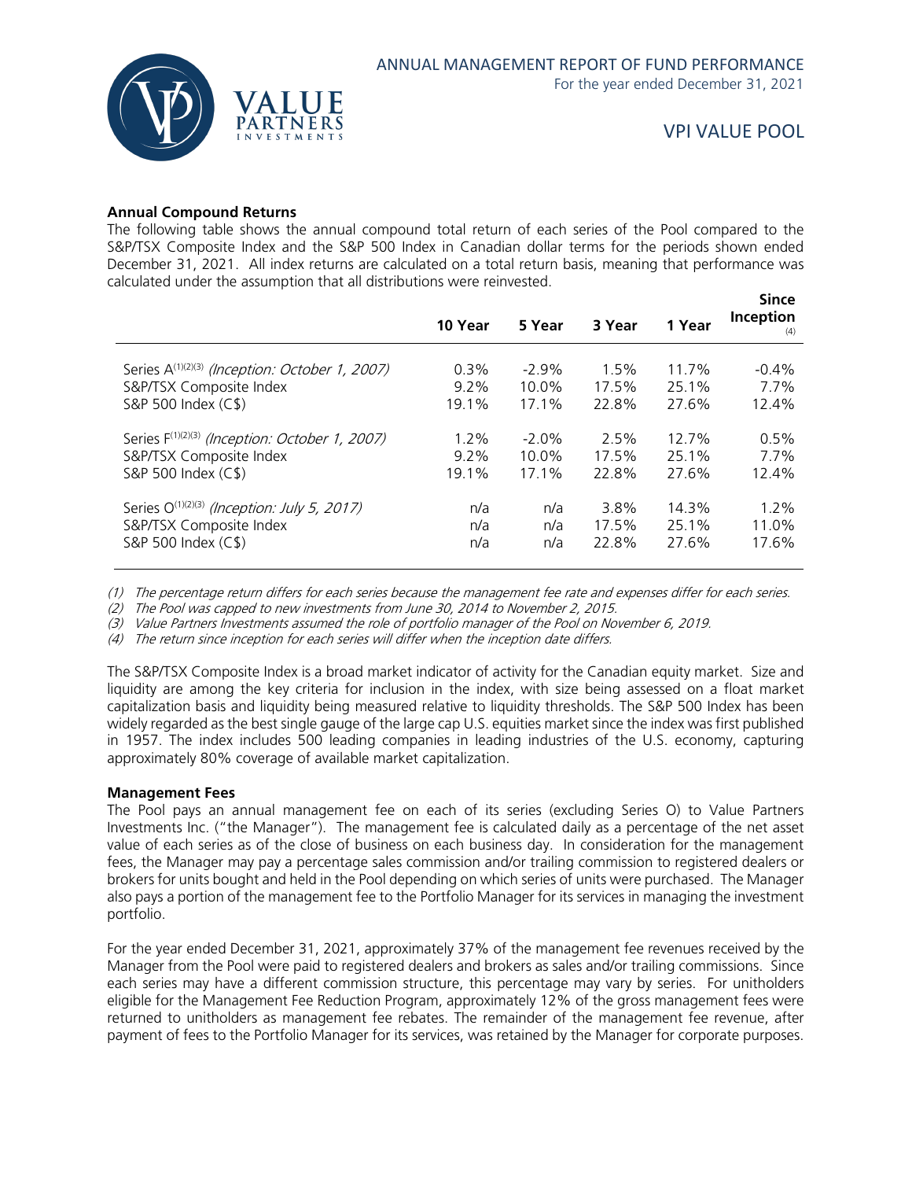### Annual Compound Returns

The following table shows the annual compound total return of each series of the Pool compared to the S&P/TSX Composite Index and the S&P 500 Index in Canadian dollar terms for the periods shown ended December 31, 2021. All index returns are calculated on a total return basis, meaning that performance was calculated under the assumption that all distributions were reinvested.

| | 10 Year | 5 Year | 3 Year | 1 Year | Since Inception (4) |
|---|---|---|---|---|---|
| Series A(1)(2)(3) *(Inception: October 1, 2007)* | 0.3% | -2.9% | 1.5% | 11.7% | -0.4% |
| S&P/TSX Composite Index | 9.2% | 10.0% | 17.5% | 25.1% | 7.7% |
| S&P 500 Index (C$) | 19.1% | 17.1% | 22.8% | 27.6% | 12.4% |
| Series F(1)(2)(3) *(Inception: October 1, 2007)* | 1.2% | -2.0% | 2.5% | 12.7% | 0.5% |
| S&P/TSX Composite Index | 9.2% | 10.0% | 17.5% | 25.1% | 7.7% |
| S&P 500 Index (C$) | 19.1% | 17.1% | 22.8% | 27.6% | 12.4% |
| Series O(1)(2)(3) *(Inception: July 5, 2017)* | n/a | n/a | 3.8% | 14.3% | 1.2% |
| S&P/TSX Composite Index | n/a | n/a | 17.5% | 25.1% | 11.0% |
| S&P 500 Index (C$) | n/a | n/a | 22.8% | 27.6% | 17.6% |

*(1) The percentage return differs for each series because the management fee rate and expenses differ for each series.*
*(2) The Pool was capped to new investments from June 30, 2014 to November 2, 2015.*
*(3) Value Partners Investments assumed the role of portfolio manager of the Pool on November 6, 2019.*
*(4) The return since inception for each series will differ when the inception date differs.*

The S&P/TSX Composite Index is a broad market indicator of activity for the Canadian equity market. Size and liquidity are among the key criteria for inclusion in the index, with size being assessed on a float market capitalization basis and liquidity being measured relative to liquidity thresholds. The S&P 500 Index has been widely regarded as the best single gauge of the large cap U.S. equities market since the index was first published in 1957. The index includes 500 leading companies in leading industries of the U.S. economy, capturing approximately 80% coverage of available market capitalization.

### Management Fees

The Pool pays an annual management fee on each of its series (excluding Series O) to Value Partners Investments Inc. ("the Manager"). The management fee is calculated daily as a percentage of the net asset value of each series as of the close of business on each business day. In consideration for the management fees, the Manager may pay a percentage sales commission and/or trailing commission to registered dealers or brokers for units bought and held in the Pool depending on which series of units were purchased. The Manager also pays a portion of the management fee to the Portfolio Manager for its services in managing the investment portfolio.

For the year ended December 31, 2021, approximately 37% of the management fee revenues received by the Manager from the Pool were paid to registered dealers and brokers as sales and/or trailing commissions. Since each series may have a different commission structure, this percentage may vary by series. For unitholders eligible for the Management Fee Reduction Program, approximately 12% of the gross management fees were returned to unitholders as management fee rebates. The remainder of the management fee revenue, after payment of fees to the Portfolio Manager for its services, was retained by the Manager for corporate purposes.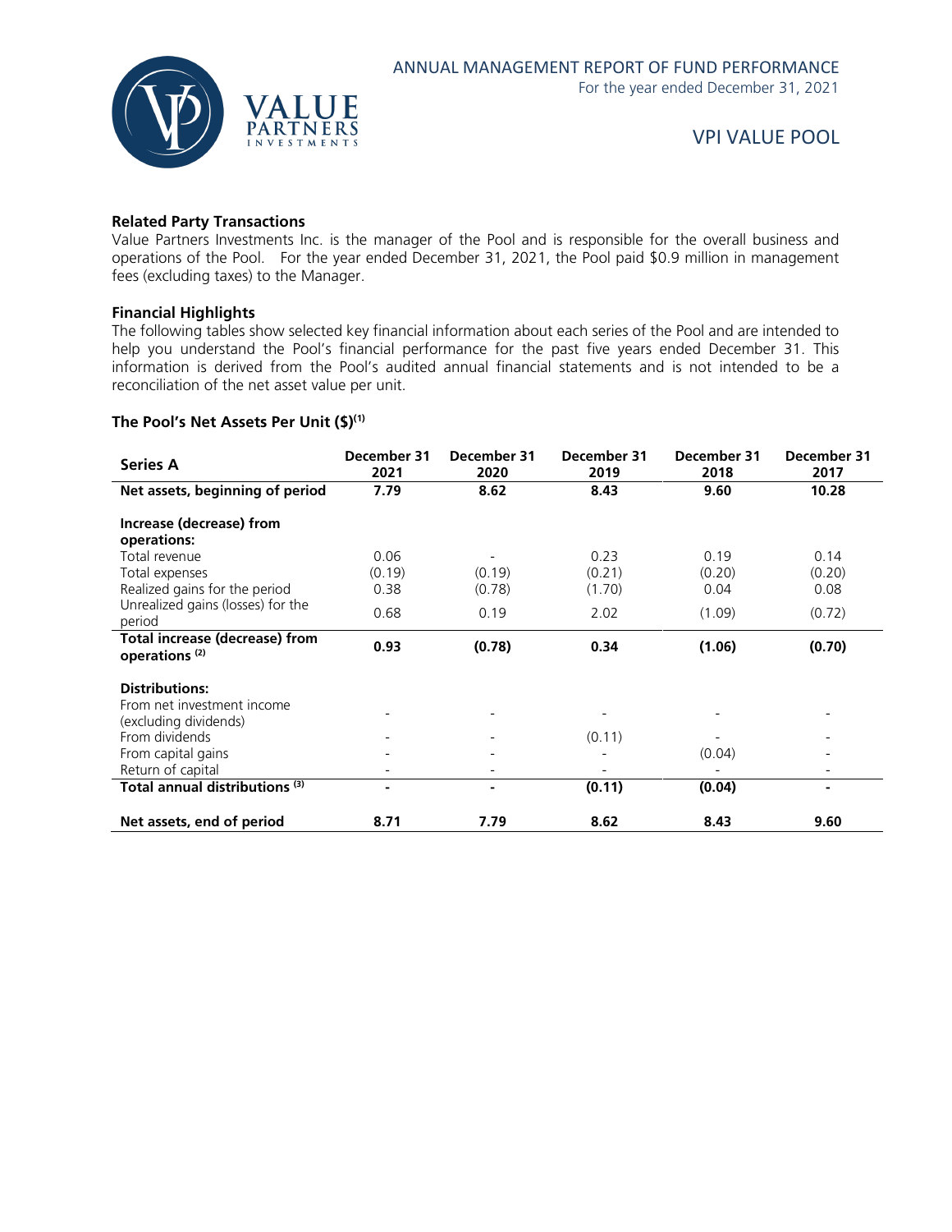### Related Party Transactions

Value Partners Investments Inc. is the manager of the Pool and is responsible for the overall business and operations of the Pool. For the year ended December 31, 2021, the Pool paid $0.9 million in management fees (excluding taxes) to the Manager.

### Financial Highlights

The following tables show selected key financial information about each series of the Pool and are intended to help you understand the Pool's financial performance for the past five years ended December 31. This information is derived from the Pool's audited annual financial statements and is not intended to be a reconciliation of the net asset value per unit.

### The Pool's Net Assets Per Unit ($)[(1)]

| Series A | December 31 2021 | December 31 2020 | December 31 2019 | December 31 2018 | December 31 2017 |
|---|---|---|---|---|---|
| **Net assets, beginning of period** | **7.79** | **8.62** | **8.43** | **9.60** | **10.28** |
| **Increase (decrease) from operations:** | | | | | |
| Total revenue | 0.06 | - | 0.23 | 0.19 | 0.14 |
| Total expenses | (0.19) | (0.19) | (0.21) | (0.20) | (0.20) |
| Realized gains for the period | 0.38 | (0.78) | (1.70) | 0.04 | 0.08 |
| Unrealized gains (losses) for the period | 0.68 | 0.19 | 2.02 | (1.09) | (0.72) |
| **Total increase (decrease) from operations [(2)]** | **0.93** | **(0.78)** | **0.34** | **(1.06)** | **(0.70)** |
| **Distributions:** | | | | | |
| From net investment income (excluding dividends) | - | - | - | - | - |
| From dividends | - | - | (0.11) | - | - |
| From capital gains | - | - | - | (0.04) | - |
| Return of capital | - | - | - | - | - |
| **Total annual distributions [(3)]** | **-** | **-** | **(0.11)** | **(0.04)** | **-** |
| **Net assets, end of period** | **8.71** | **7.79** | **8.62** | **8.43** | **9.60** |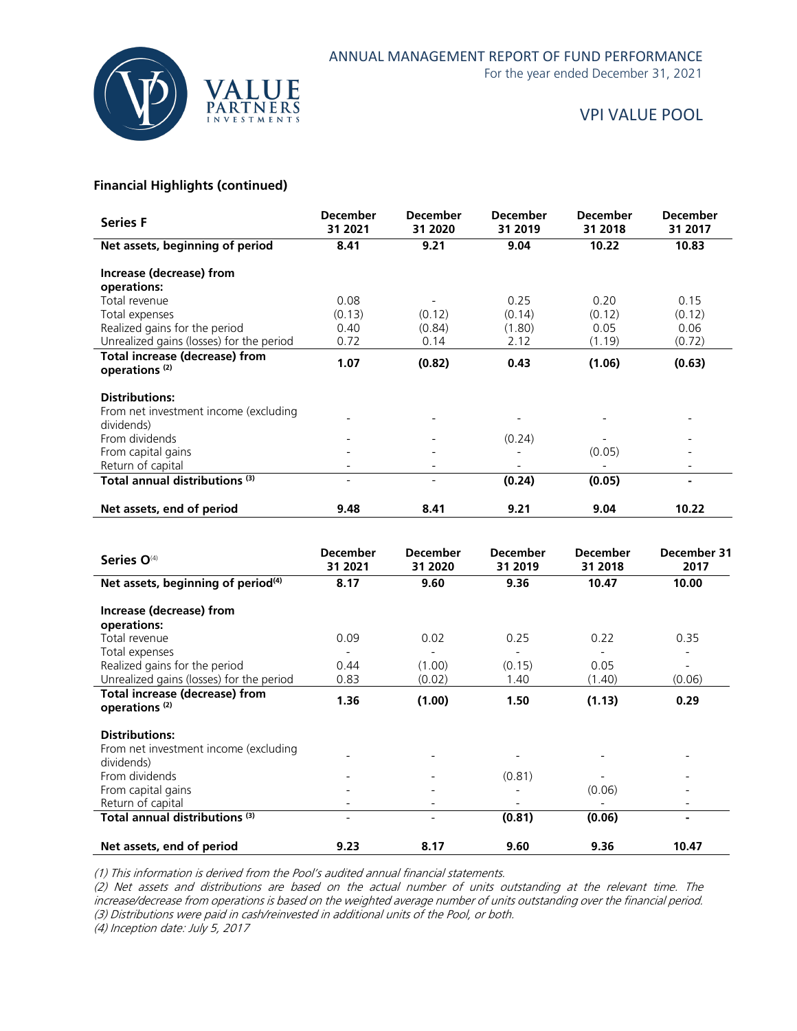## Financial Highlights (continued)

| Series F | December 31 2021 | December 31 2020 | December 31 2019 | December 31 2018 | December 31 2017 |
|---|---|---|---|---|---|
| **Net assets, beginning of period** | **8.41** | **9.21** | **9.04** | **10.22** | **10.83** |
| **Increase (decrease) from operations:** | | | | | |
| Total revenue | 0.08 | - | 0.25 | 0.20 | 0.15 |
| Total expenses | (0.13) | (0.12) | (0.14) | (0.12) | (0.12) |
| Realized gains for the period | 0.40 | (0.84) | (1.80) | 0.05 | 0.06 |
| Unrealized gains (losses) for the period | 0.72 | 0.14 | 2.12 | (1.19) | (0.72) |
| **Total increase (decrease) from operations (2)** | **1.07** | **(0.82)** | **0.43** | **(1.06)** | **(0.63)** |
| **Distributions:** | | | | | |
| From net investment income (excluding dividends) | - | - | - | - | - |
| From dividends | - | - | (0.24) | - | - |
| From capital gains | - | - | - | (0.05) | - |
| Return of capital | - | - | - | - | - |
| **Total annual distributions (3)** | - | - | **(0.24)** | **(0.05)** | - |
| **Net assets, end of period** | **9.48** | **8.41** | **9.21** | **9.04** | **10.22** |

| Series O(4) | December 31 2021 | December 31 2020 | December 31 2019 | December 31 2018 | December 31 2017 |
|---|---|---|---|---|---|
| **Net assets, beginning of period(4)** | **8.17** | **9.60** | **9.36** | **10.47** | **10.00** |
| **Increase (decrease) from operations:** | | | | | |
| Total revenue | 0.09 | 0.02 | 0.25 | 0.22 | 0.35 |
| Total expenses | - | - | - | - | - |
| Realized gains for the period | 0.44 | (1.00) | (0.15) | 0.05 | - |
| Unrealized gains (losses) for the period | 0.83 | (0.02) | 1.40 | (1.40) | (0.06) |
| **Total increase (decrease) from operations (2)** | **1.36** | **(1.00)** | **1.50** | **(1.13)** | **0.29** |
| **Distributions:** | | | | | |
| From net investment income (excluding dividends) | - | - | - | - | - |
| From dividends | - | - | (0.81) | - | - |
| From capital gains | - | - | - | (0.06) | - |
| Return of capital | - | - | - | - | - |
| **Total annual distributions (3)** | - | - | **(0.81)** | **(0.06)** | - |
| **Net assets, end of period** | **9.23** | **8.17** | **9.60** | **9.36** | **10.47** |

*(1) This information is derived from the Pool's audited annual financial statements.*
*(2) Net assets and distributions are based on the actual number of units outstanding at the relevant time. The increase/decrease from operations is based on the weighted average number of units outstanding over the financial period.*
*(3) Distributions were paid in cash/reinvested in additional units of the Pool, or both.*
*(4) Inception date: July 5, 2017*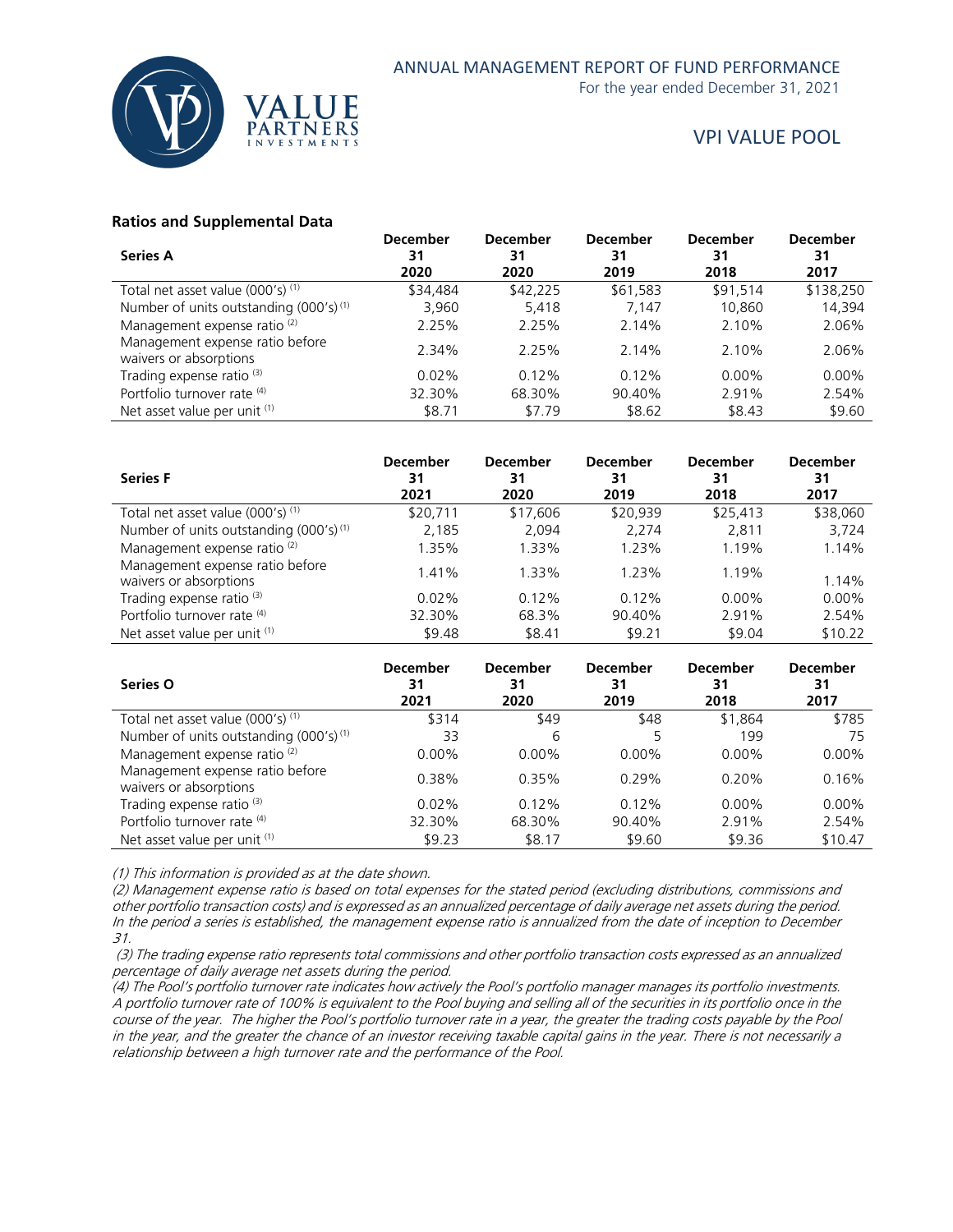## Ratios and Supplemental Data

| Series A | December 31 2020 | December 31 2020 | December 31 2019 | December 31 2018 | December 31 2017 |
|---|---|---|---|---|---|
| Total net asset value (000's) (1) | $34,484 | $42,225 | $61,583 | $91,514 | $138,250 |
| Number of units outstanding (000's) (1) | 3,960 | 5,418 | 7,147 | 10,860 | 14,394 |
| Management expense ratio (2) | 2.25% | 2.25% | 2.14% | 2.10% | 2.06% |
| Management expense ratio before waivers or absorptions | 2.34% | 2.25% | 2.14% | 2.10% | 2.06% |
| Trading expense ratio (3) | 0.02% | 0.12% | 0.12% | 0.00% | 0.00% |
| Portfolio turnover rate (4) | 32.30% | 68.30% | 90.40% | 2.91% | 2.54% |
| Net asset value per unit (1) | $8.71 | $7.79 | $8.62 | $8.43 | $9.60 |

| Series F | December 31 2021 | December 31 2020 | December 31 2019 | December 31 2018 | December 31 2017 |
|---|---|---|---|---|---|
| Total net asset value (000's) (1) | $20,711 | $17,606 | $20,939 | $25,413 | $38,060 |
| Number of units outstanding (000's) (1) | 2,185 | 2,094 | 2,274 | 2,811 | 3,724 |
| Management expense ratio (2) | 1.35% | 1.33% | 1.23% | 1.19% | 1.14% |
| Management expense ratio before waivers or absorptions | 1.41% | 1.33% | 1.23% | 1.19% | 1.14% |
| Trading expense ratio (3) | 0.02% | 0.12% | 0.12% | 0.00% | 0.00% |
| Portfolio turnover rate (4) | 32.30% | 68.3% | 90.40% | 2.91% | 2.54% |
| Net asset value per unit (1) | $9.48 | $8.41 | $9.21 | $9.04 | $10.22 |

| Series O | December 31 2021 | December 31 2020 | December 31 2019 | December 31 2018 | December 31 2017 |
|---|---|---|---|---|---|
| Total net asset value (000's) (1) | $314 | $49 | $48 | $1,864 | $785 |
| Number of units outstanding (000's) (1) | 33 | 6 | 5 | 199 | 75 |
| Management expense ratio (2) | 0.00% | 0.00% | 0.00% | 0.00% | 0.00% |
| Management expense ratio before waivers or absorptions | 0.38% | 0.35% | 0.29% | 0.20% | 0.16% |
| Trading expense ratio (3) | 0.02% | 0.12% | 0.12% | 0.00% | 0.00% |
| Portfolio turnover rate (4) | 32.30% | 68.30% | 90.40% | 2.91% | 2.54% |
| Net asset value per unit (1) | $9.23 | $8.17 | $9.60 | $9.36 | $10.47 |

*(1) This information is provided as at the date shown.*

*(2) Management expense ratio is based on total expenses for the stated period (excluding distributions, commissions and other portfolio transaction costs) and is expressed as an annualized percentage of daily average net assets during the period. In the period a series is established, the management expense ratio is annualized from the date of inception to December 31.*

*(3) The trading expense ratio represents total commissions and other portfolio transaction costs expressed as an annualized percentage of daily average net assets during the period.*

*(4) The Pool's portfolio turnover rate indicates how actively the Pool's portfolio manager manages its portfolio investments. A portfolio turnover rate of 100% is equivalent to the Pool buying and selling all of the securities in its portfolio once in the course of the year. The higher the Pool's portfolio turnover rate in a year, the greater the trading costs payable by the Pool in the year, and the greater the chance of an investor receiving taxable capital gains in the year. There is not necessarily a relationship between a high turnover rate and the performance of the Pool.*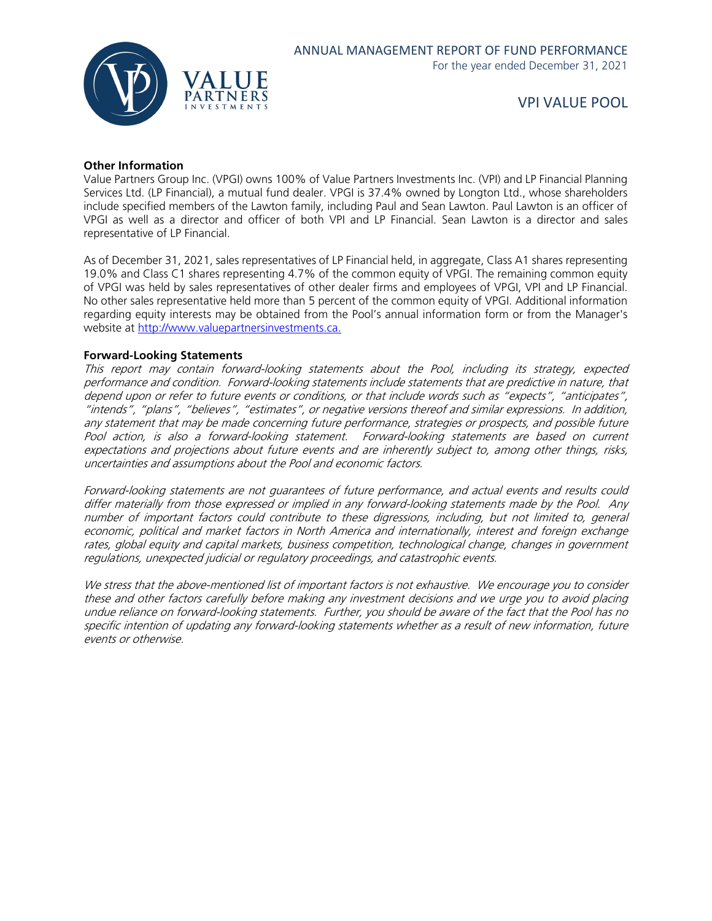### Other Information

Value Partners Group Inc. (VPGI) owns 100% of Value Partners Investments Inc. (VPI) and LP Financial Planning Services Ltd. (LP Financial), a mutual fund dealer. VPGI is 37.4% owned by Longton Ltd., whose shareholders include specified members of the Lawton family, including Paul and Sean Lawton. Paul Lawton is an officer of VPGI as well as a director and officer of both VPI and LP Financial. Sean Lawton is a director and sales representative of LP Financial.

As of December 31, 2021, sales representatives of LP Financial held, in aggregate, Class A1 shares representing 19.0% and Class C1 shares representing 4.7% of the common equity of VPGI. The remaining common equity of VPGI was held by sales representatives of other dealer firms and employees of VPGI, VPI and LP Financial. No other sales representative held more than 5 percent of the common equity of VPGI. Additional information regarding equity interests may be obtained from the Pool's annual information form or from the Manager's website at http://www.valuepartnersinvestments.ca.

### Forward-Looking Statements

*This report may contain forward-looking statements about the Pool, including its strategy, expected performance and condition. Forward-looking statements include statements that are predictive in nature, that depend upon or refer to future events or conditions, or that include words such as "expects", "anticipates", "intends", "plans", "believes", "estimates", or negative versions thereof and similar expressions. In addition, any statement that may be made concerning future performance, strategies or prospects, and possible future Pool action, is also a forward-looking statement. Forward-looking statements are based on current expectations and projections about future events and are inherently subject to, among other things, risks, uncertainties and assumptions about the Pool and economic factors.*

*Forward-looking statements are not guarantees of future performance, and actual events and results could differ materially from those expressed or implied in any forward-looking statements made by the Pool. Any number of important factors could contribute to these digressions, including, but not limited to, general economic, political and market factors in North America and internationally, interest and foreign exchange rates, global equity and capital markets, business competition, technological change, changes in government regulations, unexpected judicial or regulatory proceedings, and catastrophic events.*

*We stress that the above-mentioned list of important factors is not exhaustive. We encourage you to consider these and other factors carefully before making any investment decisions and we urge you to avoid placing undue reliance on forward-looking statements. Further, you should be aware of the fact that the Pool has no specific intention of updating any forward-looking statements whether as a result of new information, future events or otherwise.*